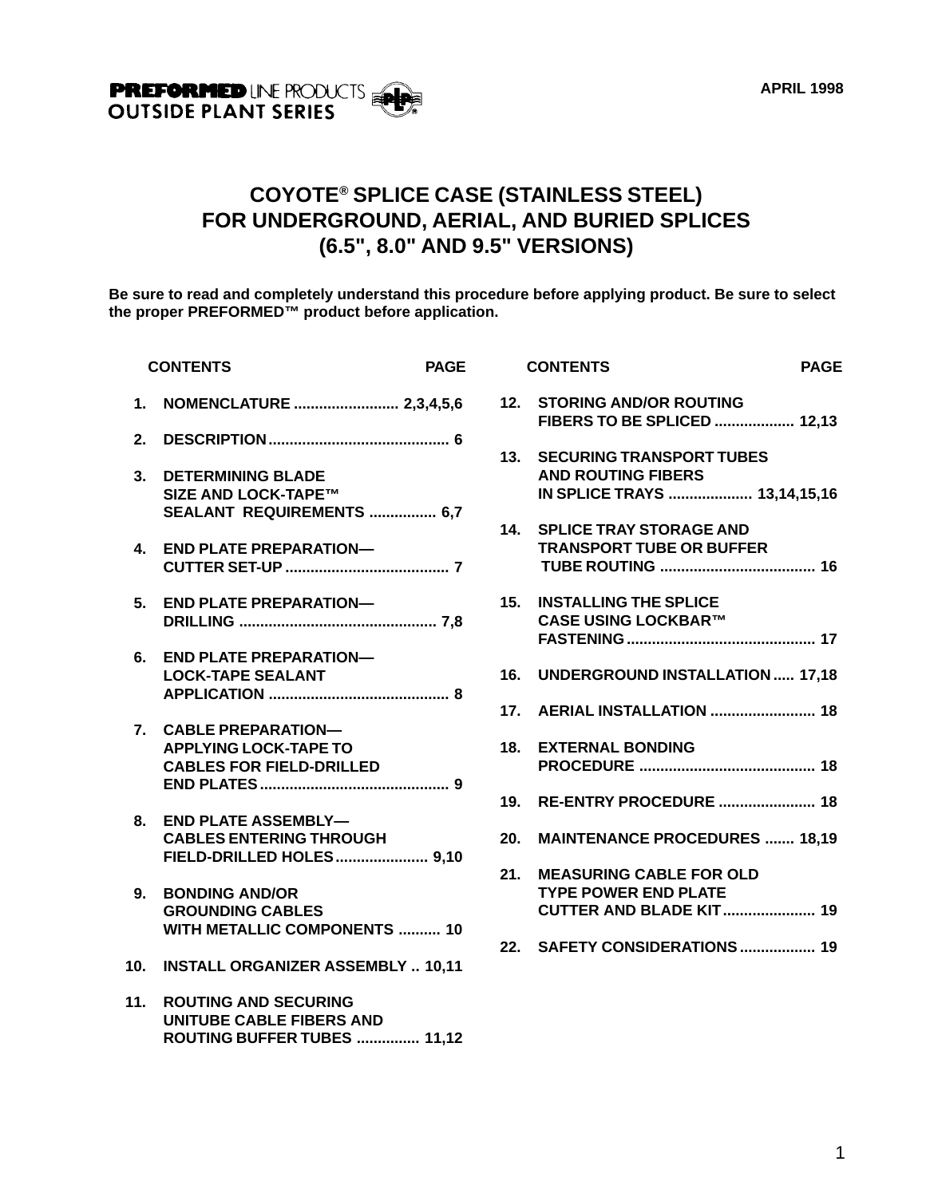**PREFORMED** LINE PRODUCTS
**OUTSIDE PLANT SERIES**

APRIL 1998

# COYOTE® SPLICE CASE (STAINLESS STEEL) FOR UNDERGROUND, AERIAL, AND BURIED SPLICES (6.5", 8.0" AND 9.5" VERSIONS)

**Be sure to read and completely understand this procedure before applying product. Be sure to select the proper PREFORMED™ product before application.**

| | CONTENTS | PAGE |
|---|---|---|
| 1. | NOMENCLATURE | 2,3,4,5,6 |
| 2. | DESCRIPTION | 6 |
| 3. | DETERMINING BLADE SIZE AND LOCK-TAPE™ SEALANT REQUIREMENTS | 6,7 |
| 4. | END PLATE PREPARATION—CUTTER SET-UP | 7 |
| 5. | END PLATE PREPARATION—DRILLING | 7,8 |
| 6. | END PLATE PREPARATION—LOCK-TAPE SEALANT APPLICATION | 8 |
| 7. | CABLE PREPARATION—APPLYING LOCK-TAPE TO CABLES FOR FIELD-DRILLED END PLATES | 9 |
| 8. | END PLATE ASSEMBLY—CABLES ENTERING THROUGH FIELD-DRILLED HOLES | 9,10 |
| 9. | BONDING AND/OR GROUNDING CABLES WITH METALLIC COMPONENTS | 10 |
| 10. | INSTALL ORGANIZER ASSEMBLY | 10,11 |
| 11. | ROUTING AND SECURING UNITUBE CABLE FIBERS AND ROUTING BUFFER TUBES | 11,12 |
| 12. | STORING AND/OR ROUTING FIBERS TO BE SPLICED | 12,13 |
| 13. | SECURING TRANSPORT TUBES AND ROUTING FIBERS IN SPLICE TRAYS | 13,14,15,16 |
| 14. | SPLICE TRAY STORAGE AND TRANSPORT TUBE OR BUFFER TUBE ROUTING | 16 |
| 15. | INSTALLING THE SPLICE CASE USING LOCKBAR™ FASTENING | 17 |
| 16. | UNDERGROUND INSTALLATION | 17,18 |
| 17. | AERIAL INSTALLATION | 18 |
| 18. | EXTERNAL BONDING PROCEDURE | 18 |
| 19. | RE-ENTRY PROCEDURE | 18 |
| 20. | MAINTENANCE PROCEDURES | 18,19 |
| 21. | MEASURING CABLE FOR OLD TYPE POWER END PLATE CUTTER AND BLADE KIT | 19 |
| 22. | SAFETY CONSIDERATIONS | 19 |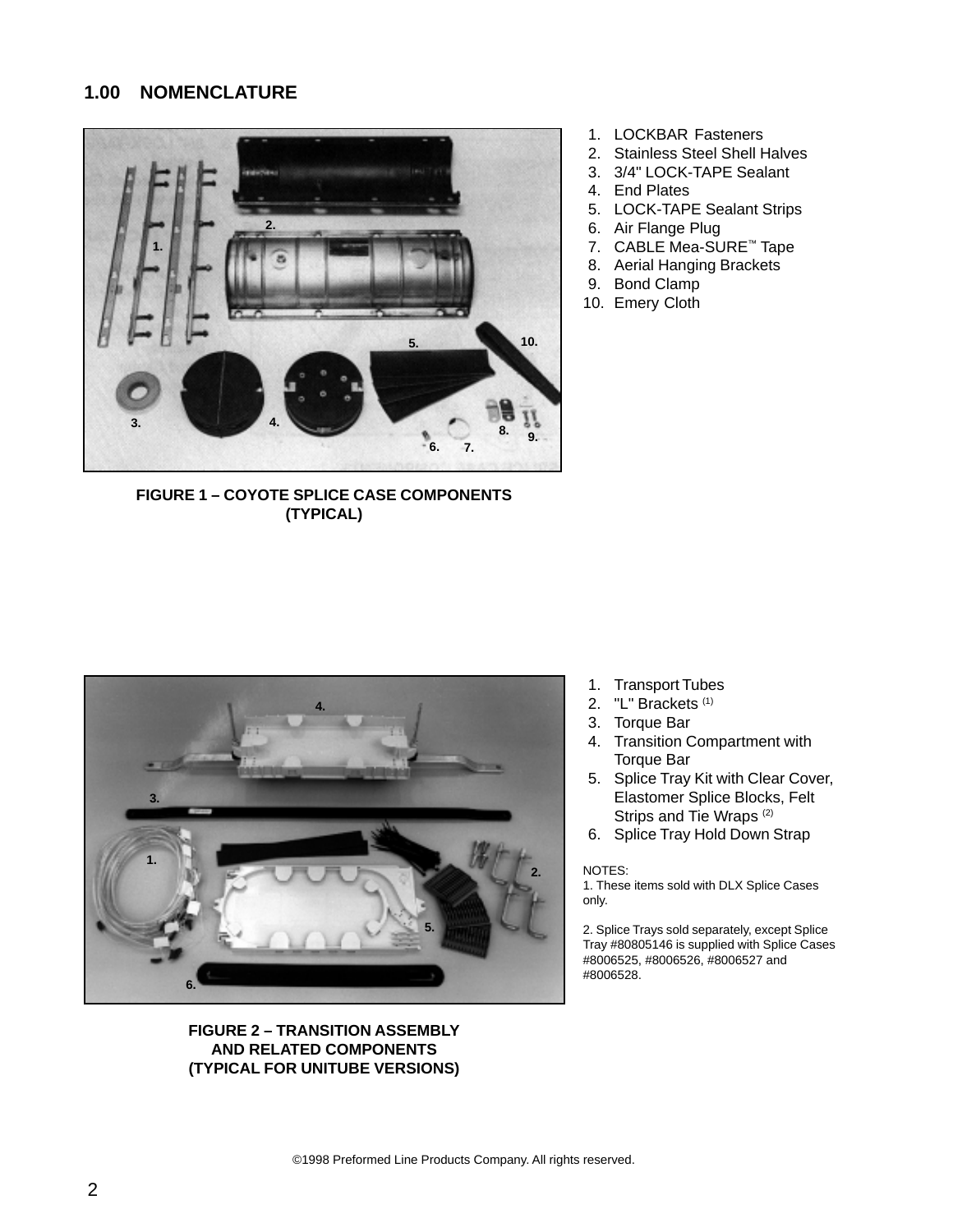## 1.00 NOMENCLATURE

1. LOCKBAR Fasteners
2. Stainless Steel Shell Halves
3. 3/4" LOCK-TAPE Sealant
4. End Plates
5. LOCK-TAPE Sealant Strips
6. Air Flange Plug
7. CABLE Mea-SURE™ Tape
8. Aerial Hanging Brackets
9. Bond Clamp
10. Emery Cloth

**FIGURE 1 – COYOTE SPLICE CASE COMPONENTS (TYPICAL)**

1. Transport Tubes
2. "L" Brackets [1]
3. Torque Bar
4. Transition Compartment with Torque Bar
5. Splice Tray Kit with Clear Cover, Elastomer Splice Blocks, Felt Strips and Tie Wraps [2]
6. Splice Tray Hold Down Strap

NOTES:
1. These items sold with DLX Splice Cases only.

2. Splice Trays sold separately, except Splice Tray #80805146 is supplied with Splice Cases #8006525, #8006526, #8006527 and #8006528.

**FIGURE 2 – TRANSITION ASSEMBLY AND RELATED COMPONENTS (TYPICAL FOR UNITUBE VERSIONS)**

©1998 Preformed Line Products Company. All rights reserved.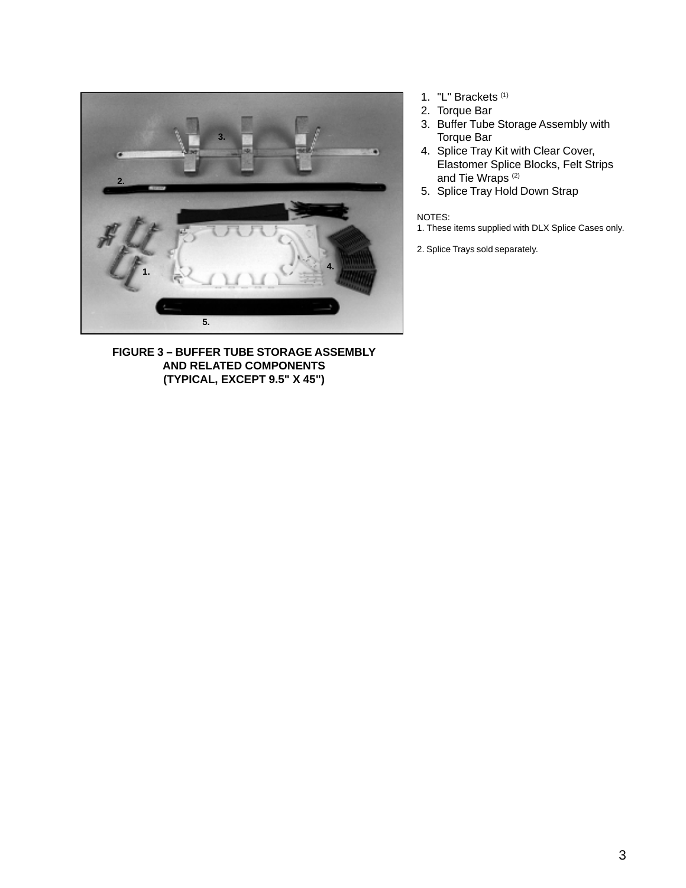FIGURE 3 – BUFFER TUBE STORAGE ASSEMBLY AND RELATED COMPONENTS (TYPICAL, EXCEPT 9.5" X 45")

1. "L" Brackets [(1)]
2. Torque Bar
3. Buffer Tube Storage Assembly with Torque Bar
4. Splice Tray Kit with Clear Cover, Elastomer Splice Blocks, Felt Strips and Tie Wraps [(2)]
5. Splice Tray Hold Down Strap

NOTES:
1. These items supplied with DLX Splice Cases only.

2. Splice Trays sold separately.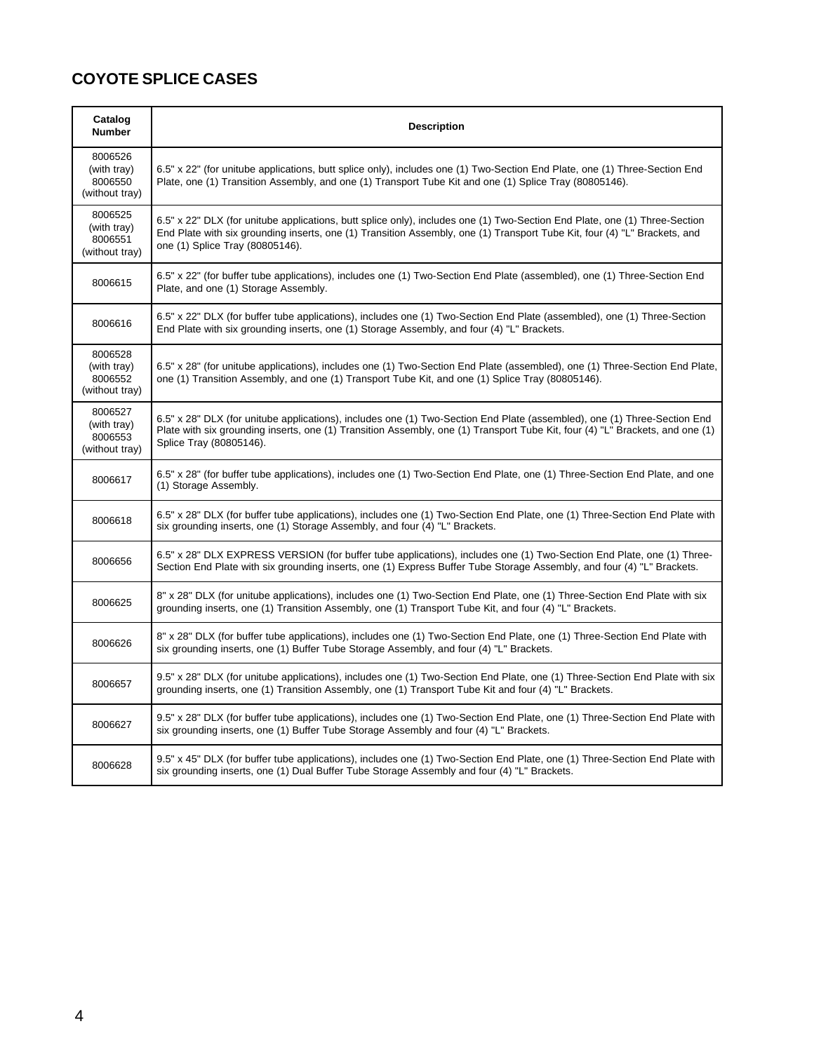## COYOTE SPLICE CASES

| Catalog Number | Description |
|---|---|
| 8006526 (with tray) 8006550 (without tray) | 6.5" x 22" (for unitube applications, butt splice only), includes one (1) Two-Section End Plate, one (1) Three-Section End Plate, one (1) Transition Assembly, and one (1) Transport Tube Kit and one (1) Splice Tray (80805146). |
| 8006525 (with tray) 8006551 (without tray) | 6.5" x 22" DLX (for unitube applications, butt splice only), includes one (1) Two-Section End Plate, one (1) Three-Section End Plate with six grounding inserts, one (1) Transition Assembly, one (1) Transport Tube Kit, four (4) "L" Brackets, and one (1) Splice Tray (80805146). |
| 8006615 | 6.5" x 22" (for buffer tube applications), includes one (1) Two-Section End Plate (assembled), one (1) Three-Section End Plate, and one (1) Storage Assembly. |
| 8006616 | 6.5" x 22" DLX (for buffer tube applications), includes one (1) Two-Section End Plate (assembled), one (1) Three-Section End Plate with six grounding inserts, one (1) Storage Assembly, and four (4) "L" Brackets. |
| 8006528 (with tray) 8006552 (without tray) | 6.5" x 28" (for unitube applications), includes one (1) Two-Section End Plate (assembled), one (1) Three-Section End Plate, one (1) Transition Assembly, and one (1) Transport Tube Kit, and one (1) Splice Tray (80805146). |
| 8006527 (with tray) 8006553 (without tray) | 6.5" x 28" DLX (for unitube applications), includes one (1) Two-Section End Plate (assembled), one (1) Three-Section End Plate with six grounding inserts, one (1) Transition Assembly, one (1) Transport Tube Kit, four (4) "L" Brackets, and one (1) Splice Tray (80805146). |
| 8006617 | 6.5" x 28" (for buffer tube applications), includes one (1) Two-Section End Plate, one (1) Three-Section End Plate, and one (1) Storage Assembly. |
| 8006618 | 6.5" x 28" DLX (for buffer tube applications), includes one (1) Two-Section End Plate, one (1) Three-Section End Plate with six grounding inserts, one (1) Storage Assembly, and four (4) "L" Brackets. |
| 8006656 | 6.5" x 28" DLX EXPRESS VERSION (for buffer tube applications), includes one (1) Two-Section End Plate, one (1) Three-Section End Plate with six grounding inserts, one (1) Express Buffer Tube Storage Assembly, and four (4) "L" Brackets. |
| 8006625 | 8" x 28" DLX (for unitube applications), includes one (1) Two-Section End Plate, one (1) Three-Section End Plate with six grounding inserts, one (1) Transition Assembly, one (1) Transport Tube Kit, and four (4) "L" Brackets. |
| 8006626 | 8" x 28" DLX (for buffer tube applications), includes one (1) Two-Section End Plate, one (1) Three-Section End Plate with six grounding inserts, one (1) Buffer Tube Storage Assembly, and four (4) "L" Brackets. |
| 8006657 | 9.5" x 28" DLX (for unitube applications), includes one (1) Two-Section End Plate, one (1) Three-Section End Plate with six grounding inserts, one (1) Transition Assembly, one (1) Transport Tube Kit and four (4) "L" Brackets. |
| 8006627 | 9.5" x 28" DLX (for buffer tube applications), includes one (1) Two-Section End Plate, one (1) Three-Section End Plate with six grounding inserts, one (1) Buffer Tube Storage Assembly and four (4) "L" Brackets. |
| 8006628 | 9.5" x 45" DLX (for buffer tube applications), includes one (1) Two-Section End Plate, one (1) Three-Section End Plate with six grounding inserts, one (1) Dual Buffer Tube Storage Assembly and four (4) "L" Brackets. |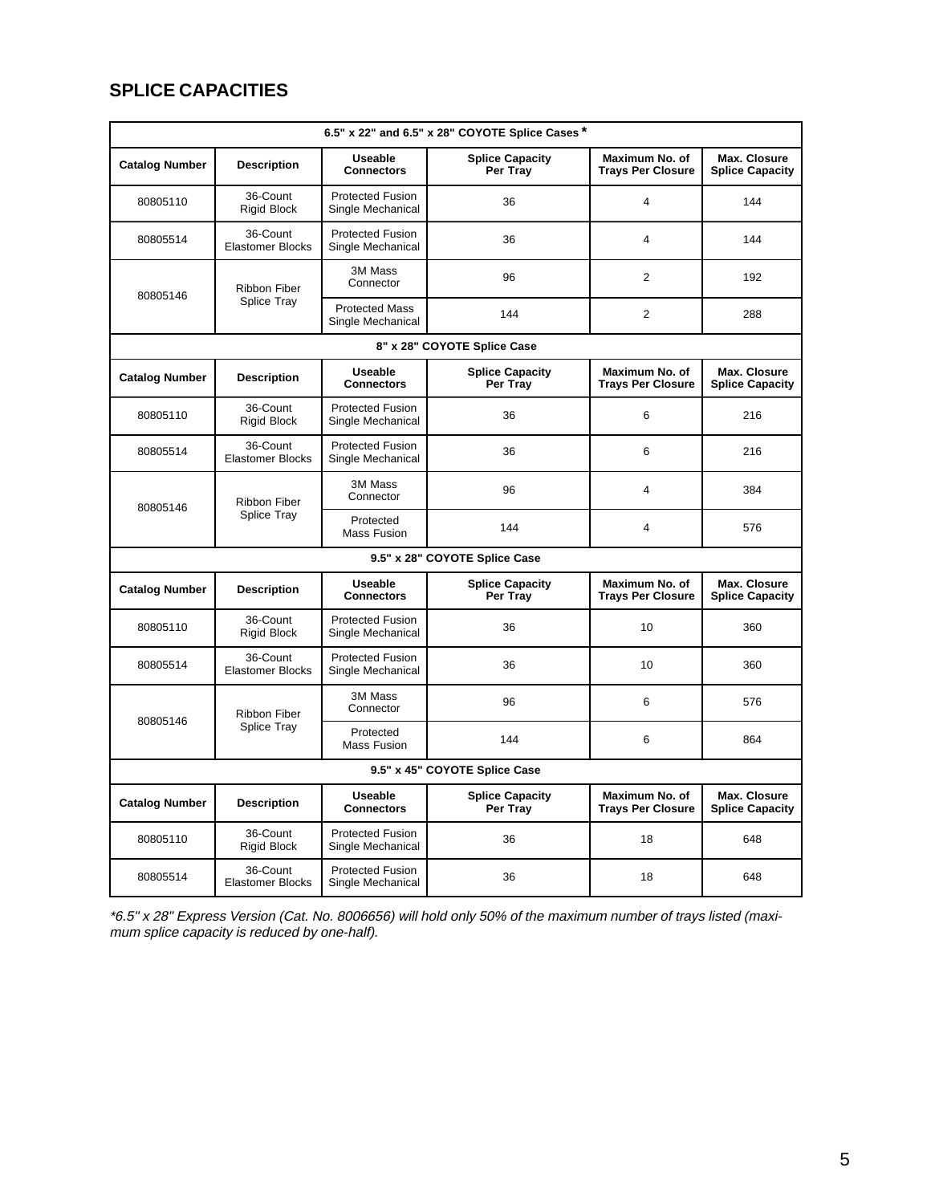## SPLICE CAPACITIES

| 6.5" x 22" and 6.5" x 28" COYOTE Splice Cases * | | | | | |
|---|---|---|---|---|---|
| **Catalog Number** | **Description** | **Useable Connectors** | **Splice Capacity Per Tray** | **Maximum No. of Trays Per Closure** | **Max. Closure Splice Capacity** |
| 80805110 | 36-Count Rigid Block | Protected Fusion Single Mechanical | 36 | 4 | 144 |
| 80805514 | 36-Count Elastomer Blocks | Protected Fusion Single Mechanical | 36 | 4 | 144 |
| 80805146 | Ribbon Fiber Splice Tray | 3M Mass Connector | 96 | 2 | 192 |
| | | Protected Mass Single Mechanical | 144 | 2 | 288 |
| **8" x 28" COYOTE Splice Case** | | | | | |
| **Catalog Number** | **Description** | **Useable Connectors** | **Splice Capacity Per Tray** | **Maximum No. of Trays Per Closure** | **Max. Closure Splice Capacity** |
| 80805110 | 36-Count Rigid Block | Protected Fusion Single Mechanical | 36 | 6 | 216 |
| 80805514 | 36-Count Elastomer Blocks | Protected Fusion Single Mechanical | 36 | 6 | 216 |
| 80805146 | Ribbon Fiber Splice Tray | 3M Mass Connector | 96 | 4 | 384 |
| | | Protected Mass Fusion | 144 | 4 | 576 |
| **9.5" x 28" COYOTE Splice Case** | | | | | |
| **Catalog Number** | **Description** | **Useable Connectors** | **Splice Capacity Per Tray** | **Maximum No. of Trays Per Closure** | **Max. Closure Splice Capacity** |
| 80805110 | 36-Count Rigid Block | Protected Fusion Single Mechanical | 36 | 10 | 360 |
| 80805514 | 36-Count Elastomer Blocks | Protected Fusion Single Mechanical | 36 | 10 | 360 |
| 80805146 | Ribbon Fiber Splice Tray | 3M Mass Connector | 96 | 6 | 576 |
| | | Protected Mass Fusion | 144 | 6 | 864 |
| **9.5" x 45" COYOTE Splice Case** | | | | | |
| **Catalog Number** | **Description** | **Useable Connectors** | **Splice Capacity Per Tray** | **Maximum No. of Trays Per Closure** | **Max. Closure Splice Capacity** |
| 80805110 | 36-Count Rigid Block | Protected Fusion Single Mechanical | 36 | 18 | 648 |
| 80805514 | 36-Count Elastomer Blocks | Protected Fusion Single Mechanical | 36 | 18 | 648 |

*\*6.5" x 28" Express Version (Cat. No. 8006656) will hold only 50% of the maximum number of trays listed (maximum splice capacity is reduced by one-half).*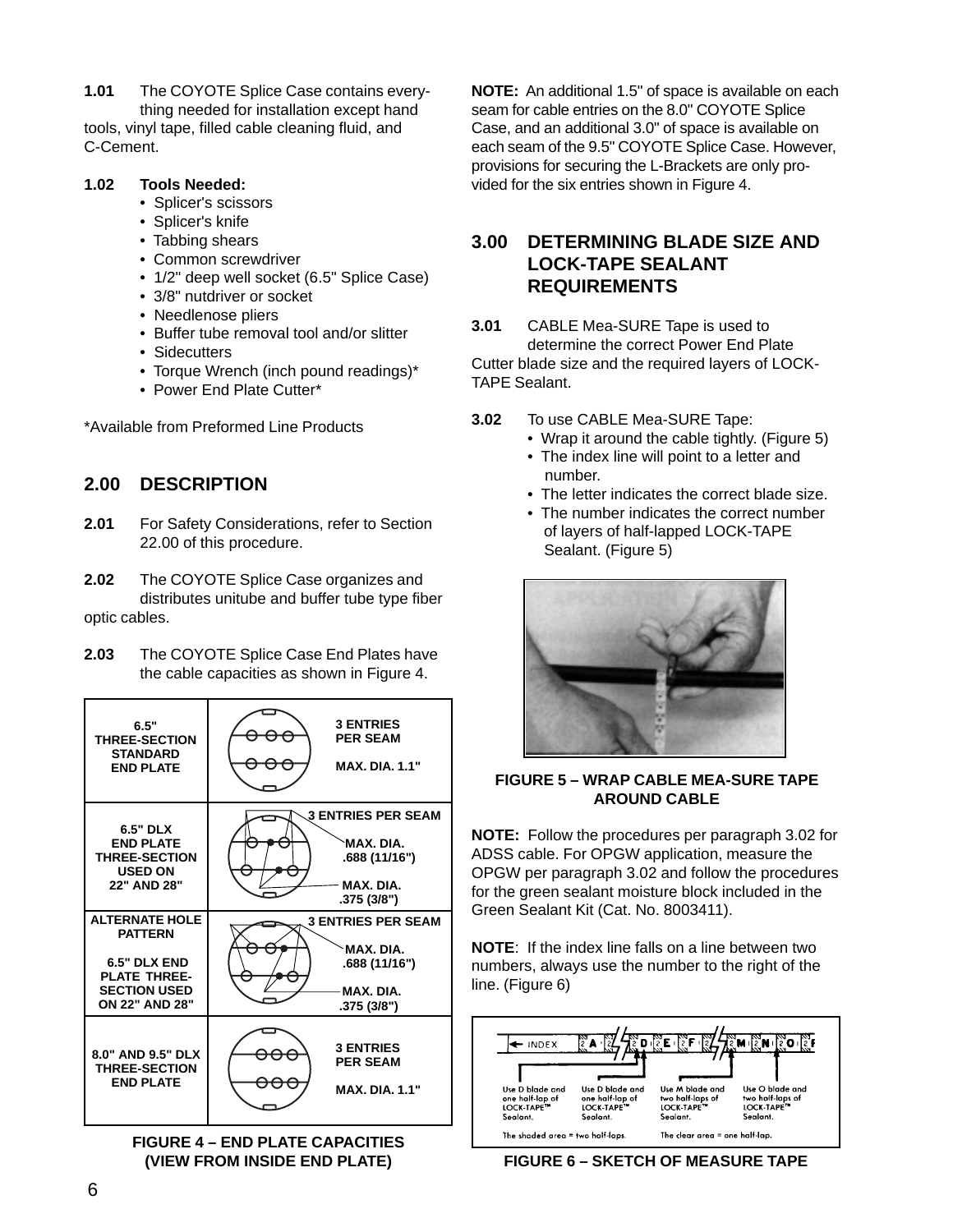**1.01** The COYOTE Splice Case contains everything needed for installation except hand tools, vinyl tape, filled cable cleaning fluid, and C-Cement.

**1.02 Tools Needed:**

- Splicer's scissors
- Splicer's knife
- Tabbing shears
- Common screwdriver
- 1/2" deep well socket (6.5" Splice Case)
- 3/8" nutdriver or socket
- Needlenose pliers
- Buffer tube removal tool and/or slitter
- Sidecutters
- Torque Wrench (inch pound readings)*
- Power End Plate Cutter*

*Available from Preformed Line Products

## 2.00 DESCRIPTION

**2.01** For Safety Considerations, refer to Section 22.00 of this procedure.

**2.02** The COYOTE Splice Case organizes and distributes unitube and buffer tube type fiber optic cables.

**2.03** The COYOTE Splice Case End Plates have the cable capacities as shown in Figure 4.

| End Plate | Capacity |
|---|---|
| 6.5" THREE-SECTION STANDARD END PLATE | 3 ENTRIES PER SEAM; MAX. DIA. 1.1" |
| 6.5" DLX END PLATE THREE-SECTION USED ON 22" AND 28" | 3 ENTRIES PER SEAM; MAX. DIA. .688 (11/16"); MAX. DIA. .375 (3/8") |
| ALTERNATE HOLE PATTERN 6.5" DLX END PLATE THREE-SECTION USED ON 22" AND 28" | 3 ENTRIES PER SEAM; MAX. DIA. .688 (11/16"); MAX. DIA. .375 (3/8") |
| 8.0" AND 9.5" DLX THREE-SECTION END PLATE | 3 ENTRIES PER SEAM; MAX. DIA. 1.1" |

**FIGURE 4 – END PLATE CAPACITIES (VIEW FROM INSIDE END PLATE)**

**NOTE:** An additional 1.5" of space is available on each seam for cable entries on the 8.0" COYOTE Splice Case, and an additional 3.0" of space is available on each seam of the 9.5" COYOTE Splice Case. However, provisions for securing the L-Brackets are only provided for the six entries shown in Figure 4.

## 3.00 DETERMINING BLADE SIZE AND LOCK-TAPE SEALANT REQUIREMENTS

**3.01** CABLE Mea-SURE Tape is used to determine the correct Power End Plate Cutter blade size and the required layers of LOCK-TAPE Sealant.

**3.02** To use CABLE Mea-SURE Tape:

- Wrap it around the cable tightly. (Figure 5)
- The index line will point to a letter and number.
- The letter indicates the correct blade size.
- The number indicates the correct number of layers of half-lapped LOCK-TAPE Sealant. (Figure 5)

**FIGURE 5 – WRAP CABLE MEA-SURE TAPE AROUND CABLE**

**NOTE:** Follow the procedures per paragraph 3.02 for ADSS cable. For OPGW application, measure the OPGW per paragraph 3.02 and follow the procedures for the green sealant moisture block included in the Green Sealant Kit (Cat. No. 8003411).

**NOTE**: If the index line falls on a line between two numbers, always use the number to the right of the line. (Figure 6)

INDEX

Use D blade and one half-lap of LOCK-TAPE™ Sealant.

Use D blade and one half-lap of LOCK-TAPE™ Sealant.

Use M blade and two half-laps of LOCK-TAPE™ Sealant.

Use O blade and two half-laps of LOCK-TAPE™ Sealant.

The shaded area = two half-laps. The clear area = one half-lap.

**FIGURE 6 – SKETCH OF MEASURE TAPE**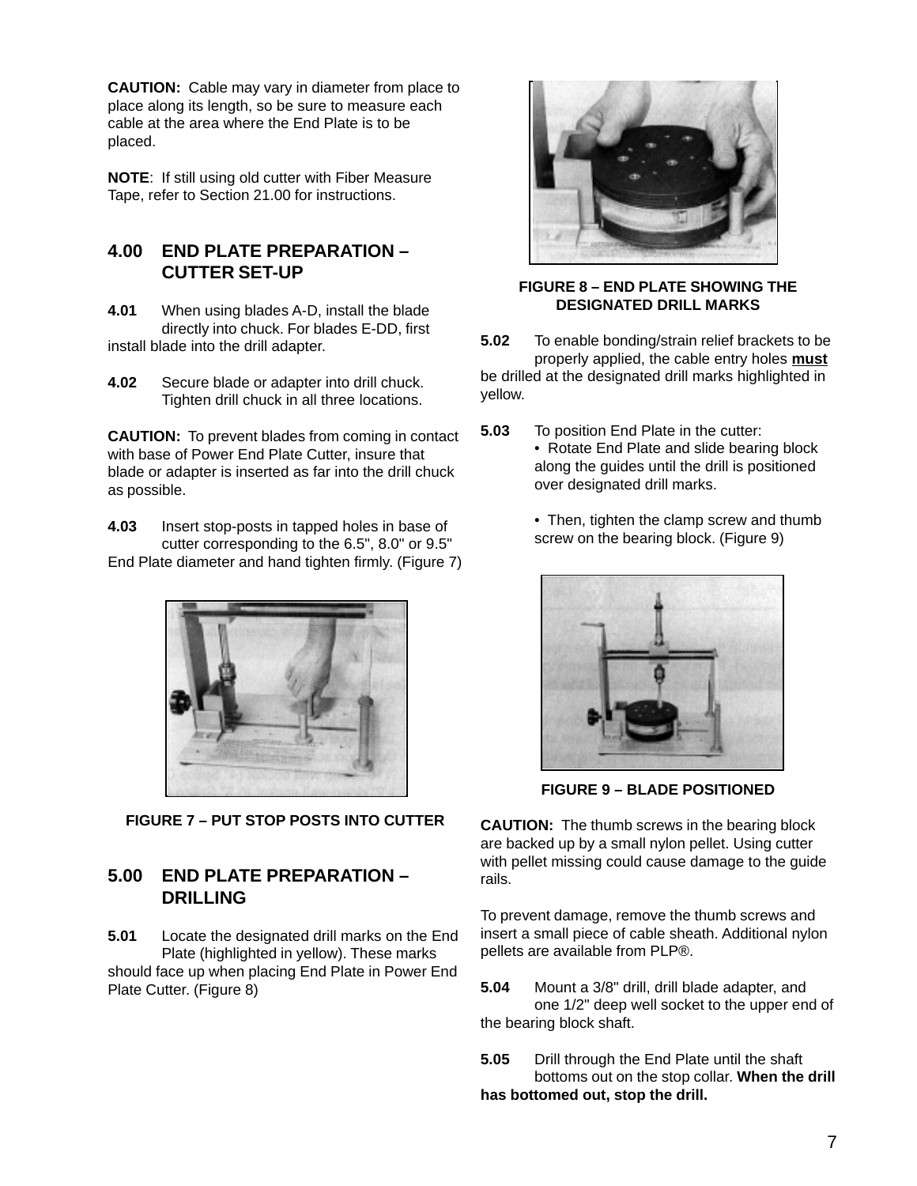**CAUTION:** Cable may vary in diameter from place to place along its length, so be sure to measure each cable at the area where the End Plate is to be placed.

**NOTE**: If still using old cutter with Fiber Measure Tape, refer to Section 21.00 for instructions.

## 4.00 END PLATE PREPARATION – CUTTER SET-UP

**4.01** When using blades A-D, install the blade directly into chuck. For blades E-DD, first install blade into the drill adapter.

**4.02** Secure blade or adapter into drill chuck. Tighten drill chuck in all three locations.

**CAUTION:** To prevent blades from coming in contact with base of Power End Plate Cutter, insure that blade or adapter is inserted as far into the drill chuck as possible.

**4.03** Insert stop-posts in tapped holes in base of cutter corresponding to the 6.5", 8.0" or 9.5" End Plate diameter and hand tighten firmly. (Figure 7)

**FIGURE 7 – PUT STOP POSTS INTO CUTTER**

## 5.00 END PLATE PREPARATION – DRILLING

**5.01** Locate the designated drill marks on the End Plate (highlighted in yellow). These marks should face up when placing End Plate in Power End Plate Cutter. (Figure 8)

**FIGURE 8 – END PLATE SHOWING THE DESIGNATED DRILL MARKS**

**5.02** To enable bonding/strain relief brackets to be properly applied, the cable entry holes **must** be drilled at the designated drill marks highlighted in yellow.

**5.03** To position End Plate in the cutter:

- Rotate End Plate and slide bearing block along the guides until the drill is positioned over designated drill marks.
- Then, tighten the clamp screw and thumb screw on the bearing block. (Figure 9)

**FIGURE 9 – BLADE POSITIONED**

**CAUTION:** The thumb screws in the bearing block are backed up by a small nylon pellet. Using cutter with pellet missing could cause damage to the guide rails.

To prevent damage, remove the thumb screws and insert a small piece of cable sheath. Additional nylon pellets are available from PLP®.

**5.04** Mount a 3/8" drill, drill blade adapter, and one 1/2" deep well socket to the upper end of the bearing block shaft.

**5.05** Drill through the End Plate until the shaft bottoms out on the stop collar. **When the drill has bottomed out, stop the drill.**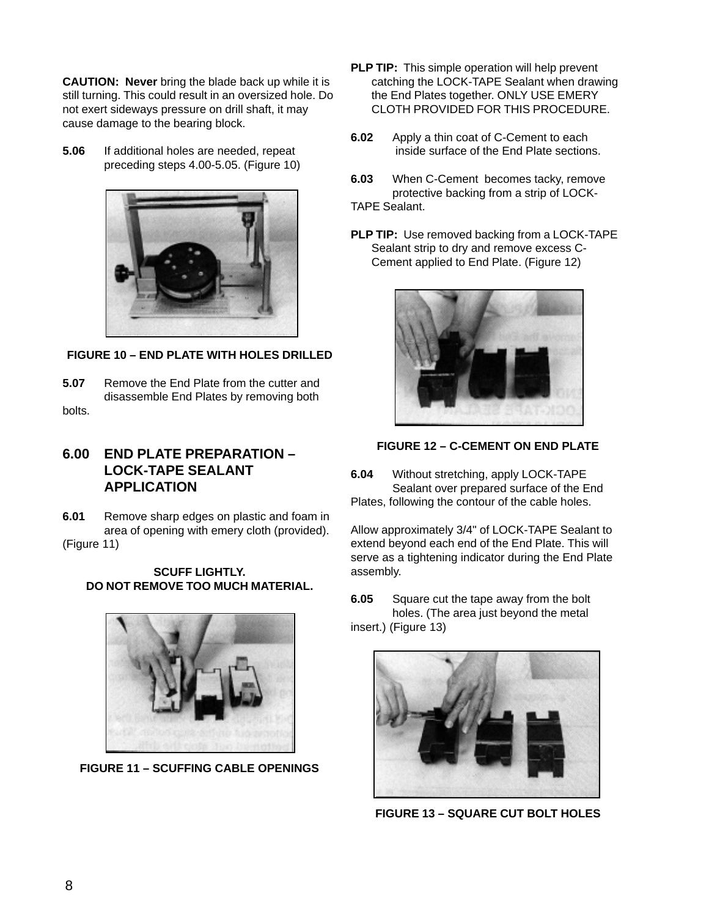**CAUTION: Never** bring the blade back up while it is still turning. This could result in an oversized hole. Do not exert sideways pressure on drill shaft, it may cause damage to the bearing block.

**5.06** If additional holes are needed, repeat preceding steps 4.00-5.05. (Figure 10)

**FIGURE 10 – END PLATE WITH HOLES DRILLED**

**5.07** Remove the End Plate from the cutter and disassemble End Plates by removing both bolts.

## 6.00 END PLATE PREPARATION – LOCK-TAPE SEALANT APPLICATION

**6.01** Remove sharp edges on plastic and foam in area of opening with emery cloth (provided). (Figure 11)

**SCUFF LIGHTLY.**
**DO NOT REMOVE TOO MUCH MATERIAL.**

**FIGURE 11 – SCUFFING CABLE OPENINGS**

**PLP TIP:** This simple operation will help prevent catching the LOCK-TAPE Sealant when drawing the End Plates together. ONLY USE EMERY CLOTH PROVIDED FOR THIS PROCEDURE.

**6.02** Apply a thin coat of C-Cement to each inside surface of the End Plate sections.

**6.03** When C-Cement becomes tacky, remove protective backing from a strip of LOCK-TAPE Sealant.

**PLP TIP:** Use removed backing from a LOCK-TAPE Sealant strip to dry and remove excess C-Cement applied to End Plate. (Figure 12)

**FIGURE 12 – C-CEMENT ON END PLATE**

**6.04** Without stretching, apply LOCK-TAPE Sealant over prepared surface of the End Plates, following the contour of the cable holes.

Allow approximately 3/4" of LOCK-TAPE Sealant to extend beyond each end of the End Plate. This will serve as a tightening indicator during the End Plate assembly.

**6.05** Square cut the tape away from the bolt holes. (The area just beyond the metal insert.) (Figure 13)

**FIGURE 13 – SQUARE CUT BOLT HOLES**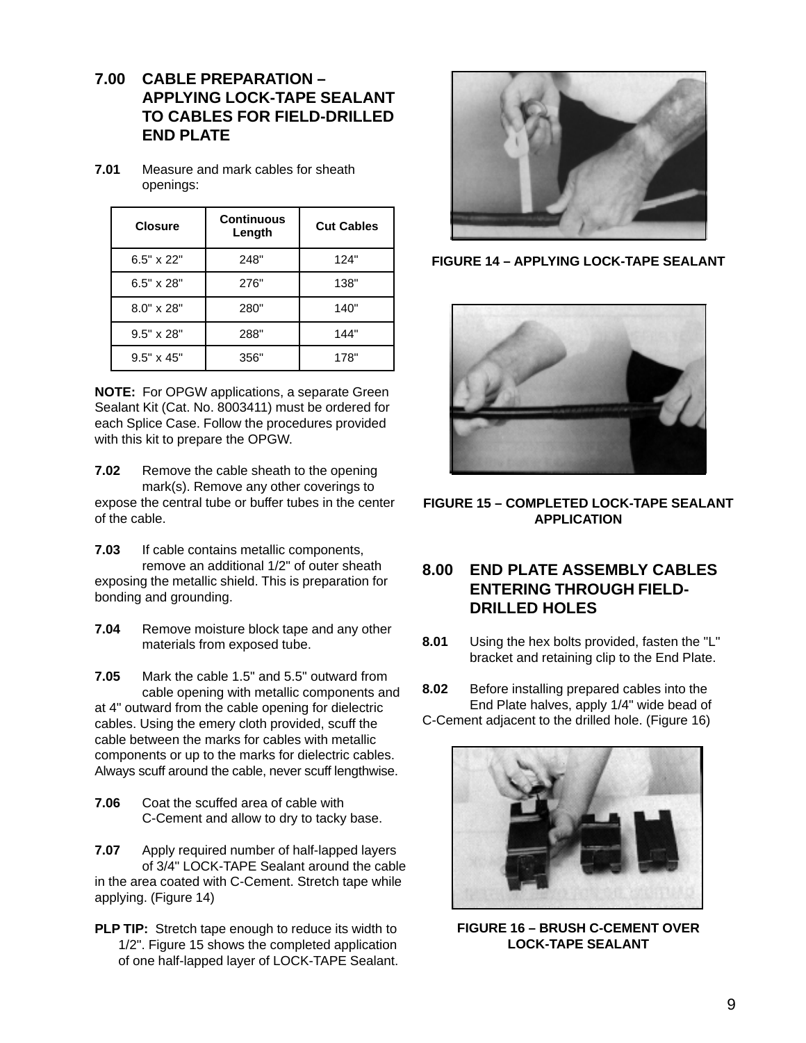## 7.00 CABLE PREPARATION – APPLYING LOCK-TAPE SEALANT TO CABLES FOR FIELD-DRILLED END PLATE

**7.01** Measure and mark cables for sheath openings:

| Closure | Continuous Length | Cut Cables |
|---|---|---|
| 6.5" x 22" | 248" | 124" |
| 6.5" x 28" | 276" | 138" |
| 8.0" x 28" | 280" | 140" |
| 9.5" x 28" | 288" | 144" |
| 9.5" x 45" | 356" | 178" |

**NOTE:** For OPGW applications, a separate Green Sealant Kit (Cat. No. 8003411) must be ordered for each Splice Case. Follow the procedures provided with this kit to prepare the OPGW.

**7.02** Remove the cable sheath to the opening mark(s). Remove any other coverings to expose the central tube or buffer tubes in the center of the cable.

**7.03** If cable contains metallic components, remove an additional 1/2" of outer sheath exposing the metallic shield. This is preparation for bonding and grounding.

**7.04** Remove moisture block tape and any other materials from exposed tube.

**7.05** Mark the cable 1.5" and 5.5" outward from cable opening with metallic components and at 4" outward from the cable opening for dielectric cables. Using the emery cloth provided, scuff the cable between the marks for cables with metallic components or up to the marks for dielectric cables. Always scuff around the cable, never scuff lengthwise.

**7.06** Coat the scuffed area of cable with C-Cement and allow to dry to tacky base.

**7.07** Apply required number of half-lapped layers of 3/4" LOCK-TAPE Sealant around the cable in the area coated with C-Cement. Stretch tape while applying. (Figure 14)

**PLP TIP:** Stretch tape enough to reduce its width to 1/2". Figure 15 shows the completed application of one half-lapped layer of LOCK-TAPE Sealant.

**FIGURE 14 – APPLYING LOCK-TAPE SEALANT**

**FIGURE 15 – COMPLETED LOCK-TAPE SEALANT APPLICATION**

## 8.00 END PLATE ASSEMBLY CABLES ENTERING THROUGH FIELD-DRILLED HOLES

**8.01** Using the hex bolts provided, fasten the "L" bracket and retaining clip to the End Plate.

**8.02** Before installing prepared cables into the End Plate halves, apply 1/4" wide bead of C-Cement adjacent to the drilled hole. (Figure 16)

**FIGURE 16 – BRUSH C-CEMENT OVER LOCK-TAPE SEALANT**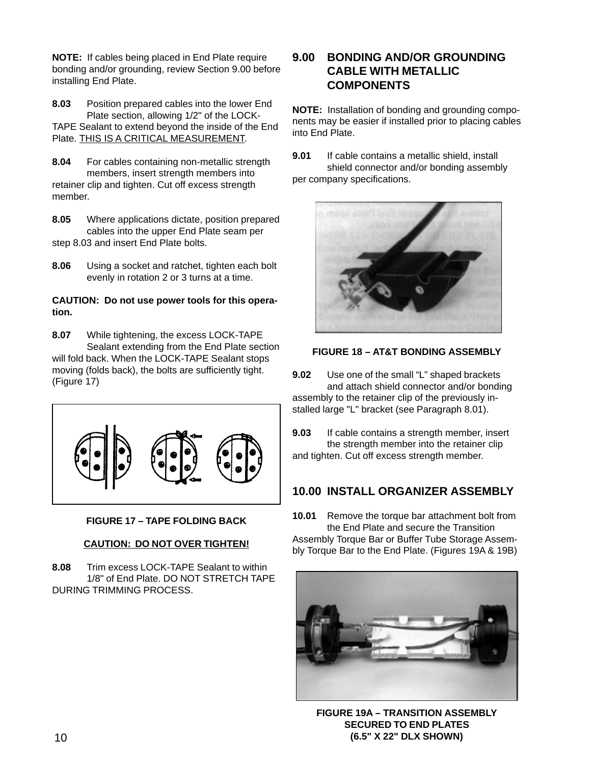**NOTE:** If cables being placed in End Plate require bonding and/or grounding, review Section 9.00 before installing End Plate.

**8.03** Position prepared cables into the lower End Plate section, allowing 1/2" of the LOCK-TAPE Sealant to extend beyond the inside of the End Plate. <u>THIS IS A CRITICAL MEASUREMENT</u>.

**8.04** For cables containing non-metallic strength members, insert strength members into retainer clip and tighten. Cut off excess strength member.

**8.05** Where applications dictate, position prepared cables into the upper End Plate seam per step 8.03 and insert End Plate bolts.

**8.06** Using a socket and ratchet, tighten each bolt evenly in rotation 2 or 3 turns at a time.

**CAUTION: Do not use power tools for this operation.**

**8.07** While tightening, the excess LOCK-TAPE Sealant extending from the End Plate section will fold back. When the LOCK-TAPE Sealant stops moving (folds back), the bolts are sufficiently tight. (Figure 17)

**FIGURE 17 – TAPE FOLDING BACK**

**<u>CAUTION: DO NOT OVER TIGHTEN!</u>**

**8.08** Trim excess LOCK-TAPE Sealant to within 1/8" of End Plate. DO NOT STRETCH TAPE DURING TRIMMING PROCESS.

## 9.00 BONDING AND/OR GROUNDING CABLE WITH METALLIC COMPONENTS

**NOTE:** Installation of bonding and grounding components may be easier if installed prior to placing cables into End Plate.

**9.01** If cable contains a metallic shield, install shield connector and/or bonding assembly per company specifications.

**FIGURE 18 – AT&T BONDING ASSEMBLY**

**9.02** Use one of the small "L" shaped brackets and attach shield connector and/or bonding assembly to the retainer clip of the previously installed large "L" bracket (see Paragraph 8.01).

**9.03** If cable contains a strength member, insert the strength member into the retainer clip and tighten. Cut off excess strength member.

## 10.00 INSTALL ORGANIZER ASSEMBLY

**10.01** Remove the torque bar attachment bolt from the End Plate and secure the Transition Assembly Torque Bar or Buffer Tube Storage Assembly Torque Bar to the End Plate. (Figures 19A & 19B)

**FIGURE 19A – TRANSITION ASSEMBLY SECURED TO END PLATES (6.5" X 22" DLX SHOWN)**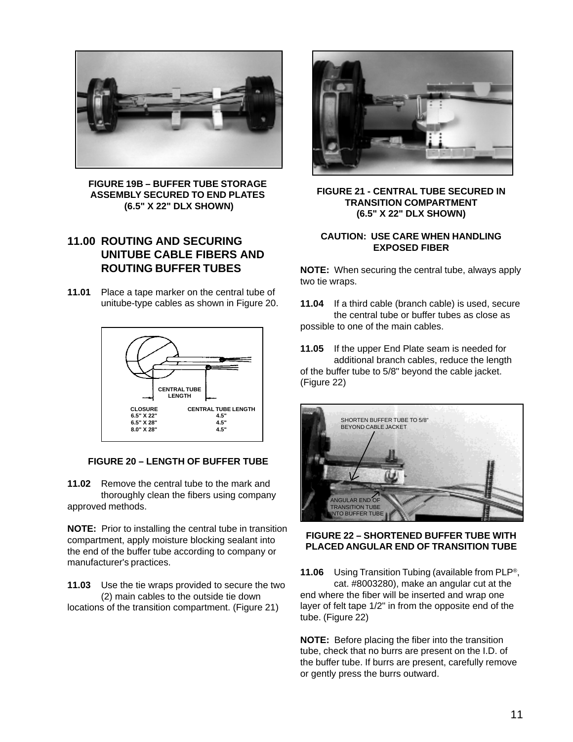**FIGURE 19B – BUFFER TUBE STORAGE ASSEMBLY SECURED TO END PLATES (6.5" X 22" DLX SHOWN)**

## 11.00 ROUTING AND SECURING UNITUBE CABLE FIBERS AND ROUTING BUFFER TUBES

**11.01** Place a tape marker on the central tube of unitube-type cables as shown in Figure 20.

CENTRAL TUBE LENGTH

| CLOSURE | CENTRAL TUBE LENGTH |
|---|---|
| 6.5" X 22" | 4.5" |
| 6.5" X 28" | 4.5" |
| 8.0" X 28" | 4.5" |

**FIGURE 20 – LENGTH OF BUFFER TUBE**

**11.02** Remove the central tube to the mark and thoroughly clean the fibers using company approved methods.

**NOTE:** Prior to installing the central tube in transition compartment, apply moisture blocking sealant into the end of the buffer tube according to company or manufacturer's practices.

**11.03** Use the tie wraps provided to secure the two (2) main cables to the outside tie down locations of the transition compartment. (Figure 21)

**FIGURE 21 - CENTRAL TUBE SECURED IN TRANSITION COMPARTMENT (6.5" X 22" DLX SHOWN)**

**CAUTION: USE CARE WHEN HANDLING EXPOSED FIBER**

**NOTE:** When securing the central tube, always apply two tie wraps.

**11.04** If a third cable (branch cable) is used, secure the central tube or buffer tubes as close as possible to one of the main cables.

**11.05** If the upper End Plate seam is needed for additional branch cables, reduce the length of the buffer tube to 5/8" beyond the cable jacket. (Figure 22)

SHORTEN BUFFER TUBE TO 5/8" BEYOND CABLE JACKET

ANGULAR END OF TRANSITION TUBE INTO BUFFER TUBE

**FIGURE 22 – SHORTENED BUFFER TUBE WITH PLACED ANGULAR END OF TRANSITION TUBE**

**11.06** Using Transition Tubing (available from PLP®, cat. #8003280), make an angular cut at the end where the fiber will be inserted and wrap one layer of felt tape 1/2" in from the opposite end of the tube. (Figure 22)

**NOTE:** Before placing the fiber into the transition tube, check that no burrs are present on the I.D. of the buffer tube. If burrs are present, carefully remove or gently press the burrs outward.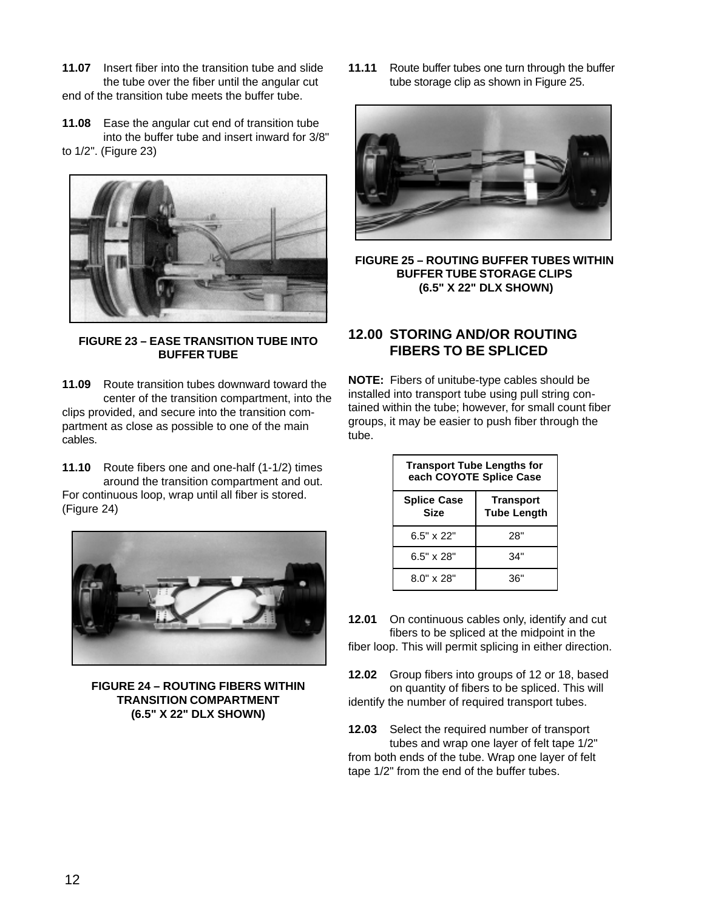**11.07** Insert fiber into the transition tube and slide the tube over the fiber until the angular cut end of the transition tube meets the buffer tube.

**11.08** Ease the angular cut end of transition tube into the buffer tube and insert inward for 3/8" to 1/2". (Figure 23)

**FIGURE 23 – EASE TRANSITION TUBE INTO BUFFER TUBE**

**11.09** Route transition tubes downward toward the center of the transition compartment, into the clips provided, and secure into the transition compartment as close as possible to one of the main cables.

**11.10** Route fibers one and one-half (1-1/2) times around the transition compartment and out. For continuous loop, wrap until all fiber is stored. (Figure 24)

**FIGURE 24 – ROUTING FIBERS WITHIN TRANSITION COMPARTMENT (6.5" X 22" DLX SHOWN)**

**11.11** Route buffer tubes one turn through the buffer tube storage clip as shown in Figure 25.

**FIGURE 25 – ROUTING BUFFER TUBES WITHIN BUFFER TUBE STORAGE CLIPS (6.5" X 22" DLX SHOWN)**

## 12.00 STORING AND/OR ROUTING FIBERS TO BE SPLICED

**NOTE:** Fibers of unitube-type cables should be installed into transport tube using pull string contained within the tube; however, for small count fiber groups, it may be easier to push fiber through the tube.

| Transport Tube Lengths for each COYOTE Splice Case | |
|---|---|
| **Splice Case Size** | **Transport Tube Length** |
| 6.5" x 22" | 28" |
| 6.5" x 28" | 34" |
| 8.0" x 28" | 36" |

**12.01** On continuous cables only, identify and cut fibers to be spliced at the midpoint in the fiber loop. This will permit splicing in either direction.

**12.02** Group fibers into groups of 12 or 18, based on quantity of fibers to be spliced. This will identify the number of required transport tubes.

**12.03** Select the required number of transport tubes and wrap one layer of felt tape 1/2" from both ends of the tube. Wrap one layer of felt tape 1/2" from the end of the buffer tubes.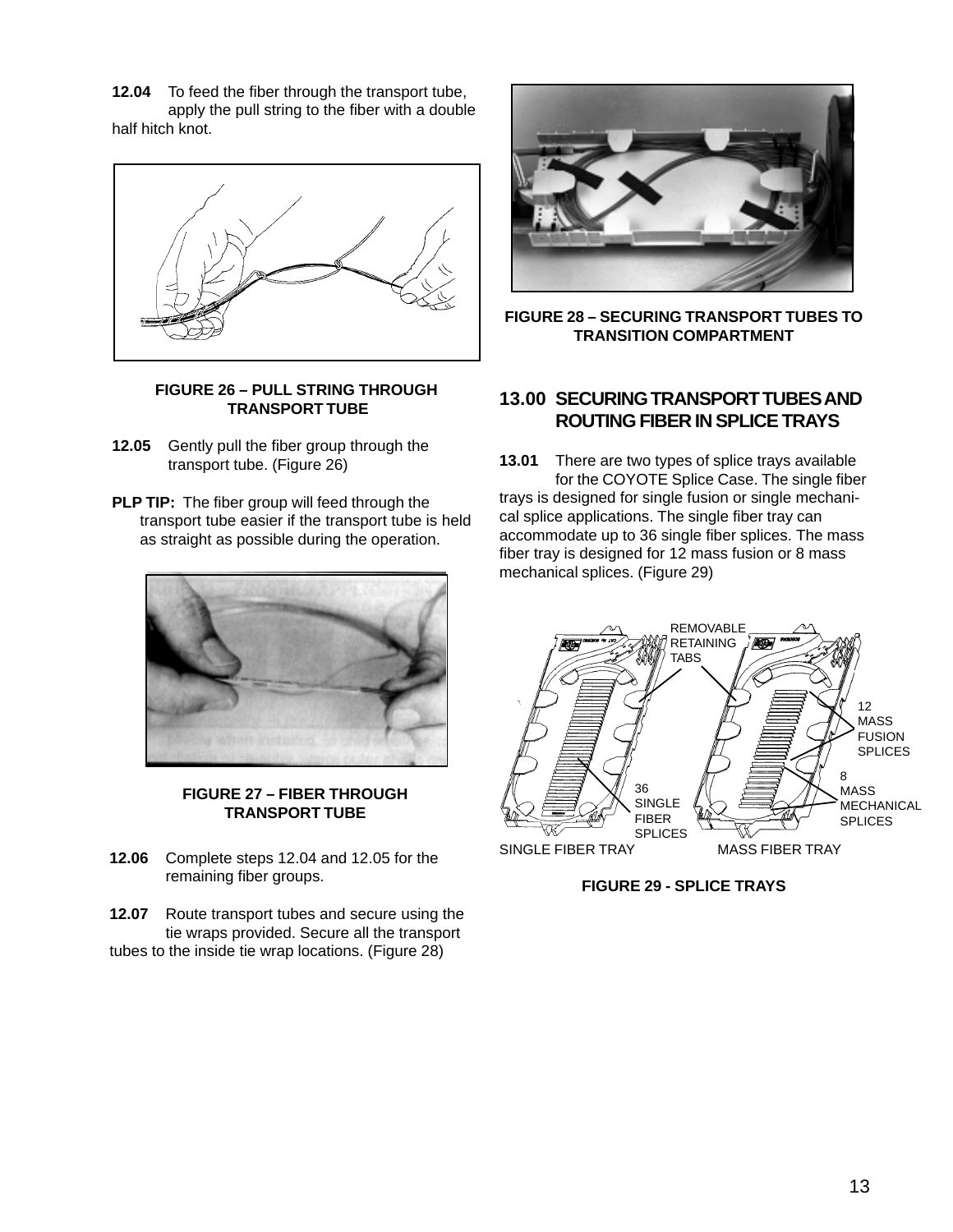**12.04** To feed the fiber through the transport tube, apply the pull string to the fiber with a double half hitch knot.

FIGURE 26 – PULL STRING THROUGH TRANSPORT TUBE

**12.05** Gently pull the fiber group through the transport tube. (Figure 26)

**PLP TIP:** The fiber group will feed through the transport tube easier if the transport tube is held as straight as possible during the operation.

FIGURE 27 – FIBER THROUGH TRANSPORT TUBE

**12.06** Complete steps 12.04 and 12.05 for the remaining fiber groups.

**12.07** Route transport tubes and secure using the tie wraps provided. Secure all the transport tubes to the inside tie wrap locations. (Figure 28)

FIGURE 28 – SECURING TRANSPORT TUBES TO TRANSITION COMPARTMENT

## 13.00 SECURING TRANSPORT TUBES AND ROUTING FIBER IN SPLICE TRAYS

**13.01** There are two types of splice trays available for the COYOTE Splice Case. The single fiber trays is designed for single fusion or single mechanical splice applications. The single fiber tray can accommodate up to 36 single fiber splices. The mass fiber tray is designed for 12 mass fusion or 8 mass mechanical splices. (Figure 29)

REMOVABLE RETAINING TABS

12 MASS FUSION SPLICES

8 MASS MECHANICAL SPLICES

36 SINGLE FIBER SPLICES

SINGLE FIBER TRAY    MASS FIBER TRAY

FIGURE 29 - SPLICE TRAYS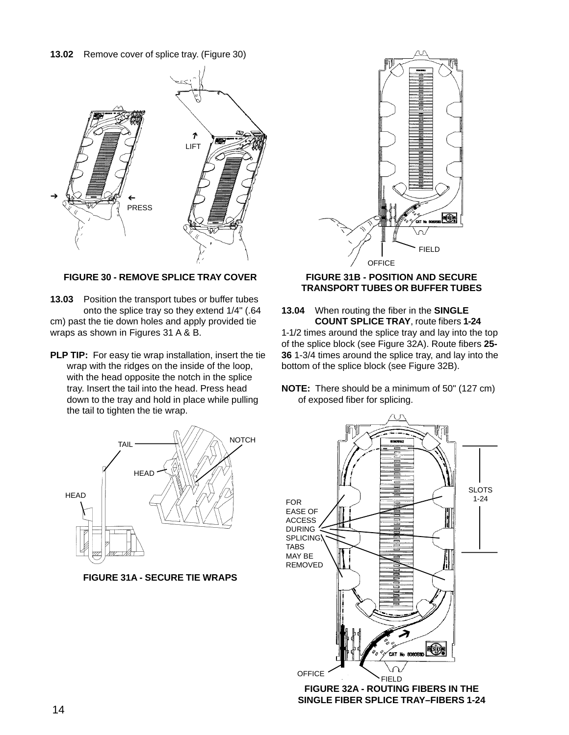**13.02** Remove cover of splice tray. (Figure 30)

LIFT

PRESS

**FIGURE 30 - REMOVE SPLICE TRAY COVER**

**13.03** Position the transport tubes or buffer tubes onto the splice tray so they extend 1/4" (.64 cm) past the tie down holes and apply provided tie wraps as shown in Figures 31 A & B.

**PLP TIP:** For easy tie wrap installation, insert the tie wrap with the ridges on the inside of the loop, with the head opposite the notch in the splice tray. Insert the tail into the head. Press head down to the tray and hold in place while pulling the tail to tighten the tie wrap.

TAIL

NOTCH

HEAD

HEAD

**FIGURE 31A - SECURE TIE WRAPS**

FIELD

OFFICE

**FIGURE 31B - POSITION AND SECURE TRANSPORT TUBES OR BUFFER TUBES**

**13.04** When routing the fiber in the **SINGLE COUNT SPLICE TRAY**, route fibers **1-24** 1-1/2 times around the splice tray and lay into the top of the splice block (see Figure 32A). Route fibers **25-36** 1-3/4 times around the splice tray, and lay into the bottom of the splice block (see Figure 32B).

**NOTE:** There should be a minimum of 50" (127 cm) of exposed fiber for splicing.

SLOTS 1-24

FOR EASE OF ACCESS DURING SPLICING, TABS MAY BE REMOVED

OFFICE

FIELD

**FIGURE 32A - ROUTING FIBERS IN THE SINGLE FIBER SPLICE TRAY–FIBERS 1-24**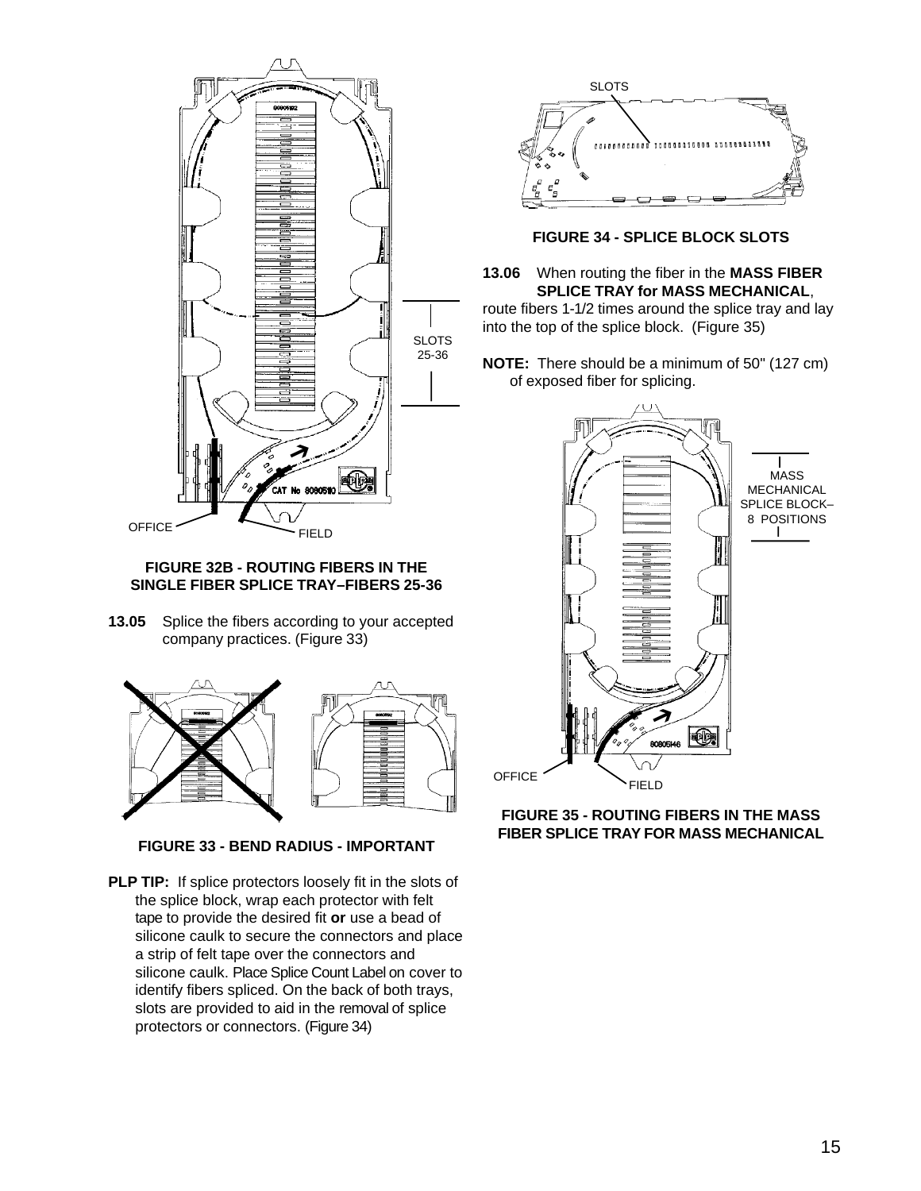**FIGURE 32B - ROUTING FIBERS IN THE SINGLE FIBER SPLICE TRAY–FIBERS 25-36**

**13.05** Splice the fibers according to your accepted company practices. (Figure 33)

**FIGURE 33 - BEND RADIUS - IMPORTANT**

**PLP TIP:** If splice protectors loosely fit in the slots of the splice block, wrap each protector with felt tape to provide the desired fit **or** use a bead of silicone caulk to secure the connectors and place a strip of felt tape over the connectors and silicone caulk. Place Splice Count Label on cover to identify fibers spliced. On the back of both trays, slots are provided to aid in the removal of splice protectors or connectors. (Figure 34)

**FIGURE 34 - SPLICE BLOCK SLOTS**

**13.06** When routing the fiber in the **MASS FIBER SPLICE TRAY for MASS MECHANICAL**, route fibers 1-1/2 times around the splice tray and lay into the top of the splice block. (Figure 35)

**NOTE:** There should be a minimum of 50" (127 cm) of exposed fiber for splicing.

**FIGURE 35 - ROUTING FIBERS IN THE MASS FIBER SPLICE TRAY FOR MASS MECHANICAL**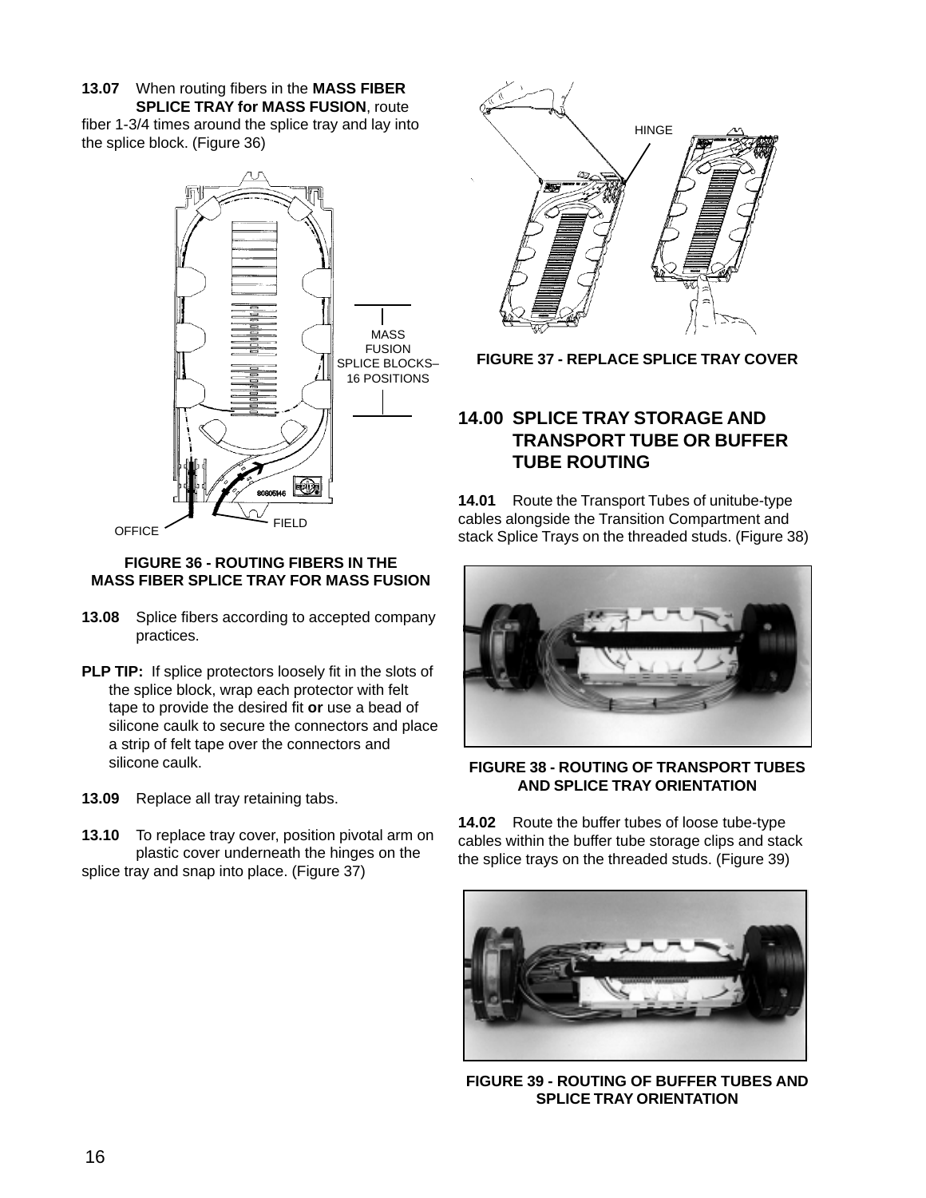**13.07** When routing fibers in the **MASS FIBER SPLICE TRAY for MASS FUSION**, route fiber 1-3/4 times around the splice tray and lay into the splice block. (Figure 36)

MASS FUSION SPLICE BLOCKS– 16 POSITIONS

OFFICE

FIELD

**FIGURE 36 - ROUTING FIBERS IN THE MASS FIBER SPLICE TRAY FOR MASS FUSION**

**13.08** Splice fibers according to accepted company practices.

**PLP TIP:** If splice protectors loosely fit in the slots of the splice block, wrap each protector with felt tape to provide the desired fit **or** use a bead of silicone caulk to secure the connectors and place a strip of felt tape over the connectors and silicone caulk.

**13.09** Replace all tray retaining tabs.

**13.10** To replace tray cover, position pivotal arm on plastic cover underneath the hinges on the splice tray and snap into place. (Figure 37)

HINGE

**FIGURE 37 - REPLACE SPLICE TRAY COVER**

## 14.00 SPLICE TRAY STORAGE AND TRANSPORT TUBE OR BUFFER TUBE ROUTING

**14.01** Route the Transport Tubes of unitube-type cables alongside the Transition Compartment and stack Splice Trays on the threaded studs. (Figure 38)

**FIGURE 38 - ROUTING OF TRANSPORT TUBES AND SPLICE TRAY ORIENTATION**

**14.02** Route the buffer tubes of loose tube-type cables within the buffer tube storage clips and stack the splice trays on the threaded studs. (Figure 39)

**FIGURE 39 - ROUTING OF BUFFER TUBES AND SPLICE TRAY ORIENTATION**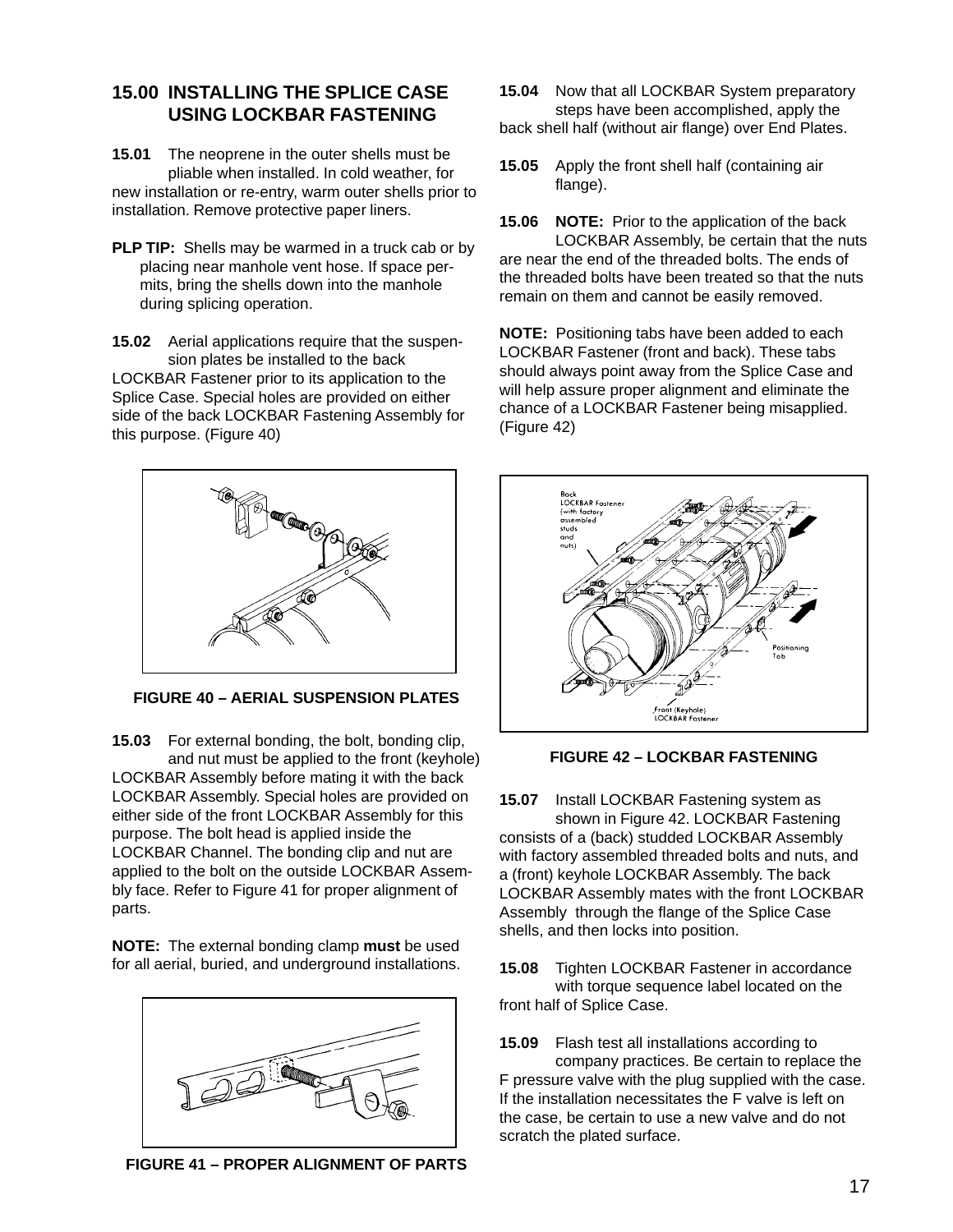## 15.00 INSTALLING THE SPLICE CASE USING LOCKBAR FASTENING

**15.01** The neoprene in the outer shells must be pliable when installed. In cold weather, for new installation or re-entry, warm outer shells prior to installation. Remove protective paper liners.

**PLP TIP:** Shells may be warmed in a truck cab or by placing near manhole vent hose. If space permits, bring the shells down into the manhole during splicing operation.

**15.02** Aerial applications require that the suspension plates be installed to the back LOCKBAR Fastener prior to its application to the Splice Case. Special holes are provided on either side of the back LOCKBAR Fastening Assembly for this purpose. (Figure 40)

**FIGURE 40 – AERIAL SUSPENSION PLATES**

**15.03** For external bonding, the bolt, bonding clip, and nut must be applied to the front (keyhole) LOCKBAR Assembly before mating it with the back LOCKBAR Assembly. Special holes are provided on either side of the front LOCKBAR Assembly for this purpose. The bolt head is applied inside the LOCKBAR Channel. The bonding clip and nut are applied to the bolt on the outside LOCKBAR Assembly face. Refer to Figure 41 for proper alignment of parts.

**NOTE:** The external bonding clamp **must** be used for all aerial, buried, and underground installations.

**FIGURE 41 – PROPER ALIGNMENT OF PARTS**

**15.04** Now that all LOCKBAR System preparatory steps have been accomplished, apply the back shell half (without air flange) over End Plates.

**15.05** Apply the front shell half (containing air flange).

**15.06 NOTE:** Prior to the application of the back LOCKBAR Assembly, be certain that the nuts are near the end of the threaded bolts. The ends of the threaded bolts have been treated so that the nuts remain on them and cannot be easily removed.

**NOTE:** Positioning tabs have been added to each LOCKBAR Fastener (front and back). These tabs should always point away from the Splice Case and will help assure proper alignment and eliminate the chance of a LOCKBAR Fastener being misapplied. (Figure 42)

**FIGURE 42 – LOCKBAR FASTENING**

**15.07** Install LOCKBAR Fastening system as shown in Figure 42. LOCKBAR Fastening consists of a (back) studded LOCKBAR Assembly with factory assembled threaded bolts and nuts, and a (front) keyhole LOCKBAR Assembly. The back LOCKBAR Assembly mates with the front LOCKBAR Assembly through the flange of the Splice Case shells, and then locks into position.

**15.08** Tighten LOCKBAR Fastener in accordance with torque sequence label located on the front half of Splice Case.

**15.09** Flash test all installations according to company practices. Be certain to replace the F pressure valve with the plug supplied with the case. If the installation necessitates the F valve is left on the case, be certain to use a new valve and do not scratch the plated surface.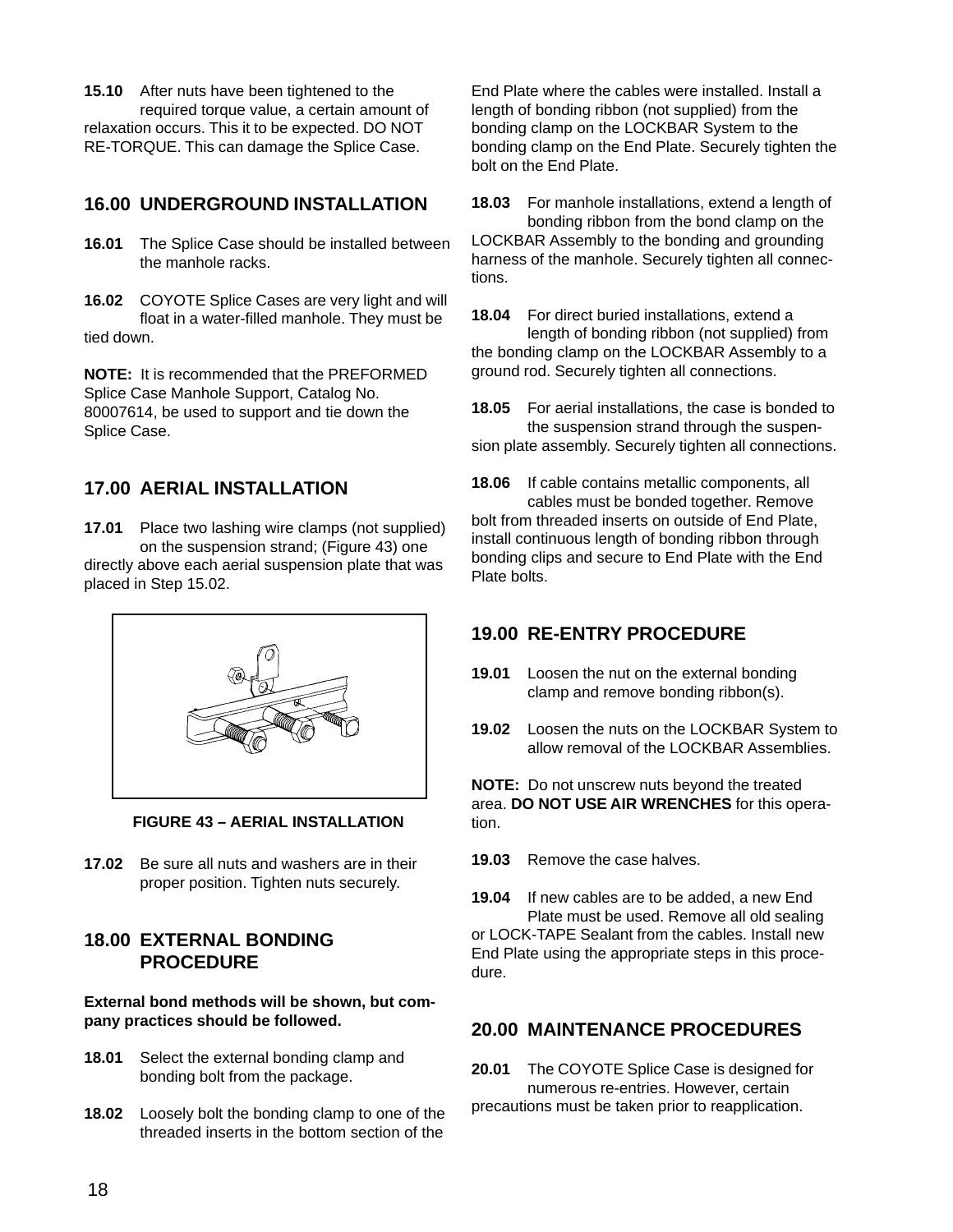**15.10** After nuts have been tightened to the required torque value, a certain amount of relaxation occurs. This it to be expected. DO NOT RE-TORQUE. This can damage the Splice Case.

## 16.00 UNDERGROUND INSTALLATION

**16.01** The Splice Case should be installed between the manhole racks.

**16.02** COYOTE Splice Cases are very light and will float in a water-filled manhole. They must be tied down.

**NOTE:** It is recommended that the PREFORMED Splice Case Manhole Support, Catalog No. 80007614, be used to support and tie down the Splice Case.

## 17.00 AERIAL INSTALLATION

**17.01** Place two lashing wire clamps (not supplied) on the suspension strand; (Figure 43) one directly above each aerial suspension plate that was placed in Step 15.02.

**FIGURE 43 – AERIAL INSTALLATION**

**17.02** Be sure all nuts and washers are in their proper position. Tighten nuts securely.

## 18.00 EXTERNAL BONDING PROCEDURE

**External bond methods will be shown, but company practices should be followed.**

**18.01** Select the external bonding clamp and bonding bolt from the package.

**18.02** Loosely bolt the bonding clamp to one of the threaded inserts in the bottom section of the End Plate where the cables were installed. Install a length of bonding ribbon (not supplied) from the bonding clamp on the LOCKBAR System to the bonding clamp on the End Plate. Securely tighten the bolt on the End Plate.

**18.03** For manhole installations, extend a length of bonding ribbon from the bond clamp on the LOCKBAR Assembly to the bonding and grounding harness of the manhole. Securely tighten all connections.

**18.04** For direct buried installations, extend a length of bonding ribbon (not supplied) from the bonding clamp on the LOCKBAR Assembly to a ground rod. Securely tighten all connections.

**18.05** For aerial installations, the case is bonded to the suspension strand through the suspension plate assembly. Securely tighten all connections.

**18.06** If cable contains metallic components, all cables must be bonded together. Remove bolt from threaded inserts on outside of End Plate, install continuous length of bonding ribbon through bonding clips and secure to End Plate with the End Plate bolts.

## 19.00 RE-ENTRY PROCEDURE

**19.01** Loosen the nut on the external bonding clamp and remove bonding ribbon(s).

**19.02** Loosen the nuts on the LOCKBAR System to allow removal of the LOCKBAR Assemblies.

**NOTE:** Do not unscrew nuts beyond the treated area. **DO NOT USE AIR WRENCHES** for this operation.

**19.03** Remove the case halves.

**19.04** If new cables are to be added, a new End Plate must be used. Remove all old sealing or LOCK-TAPE Sealant from the cables. Install new End Plate using the appropriate steps in this procedure.

## 20.00 MAINTENANCE PROCEDURES

**20.01** The COYOTE Splice Case is designed for numerous re-entries. However, certain precautions must be taken prior to reapplication.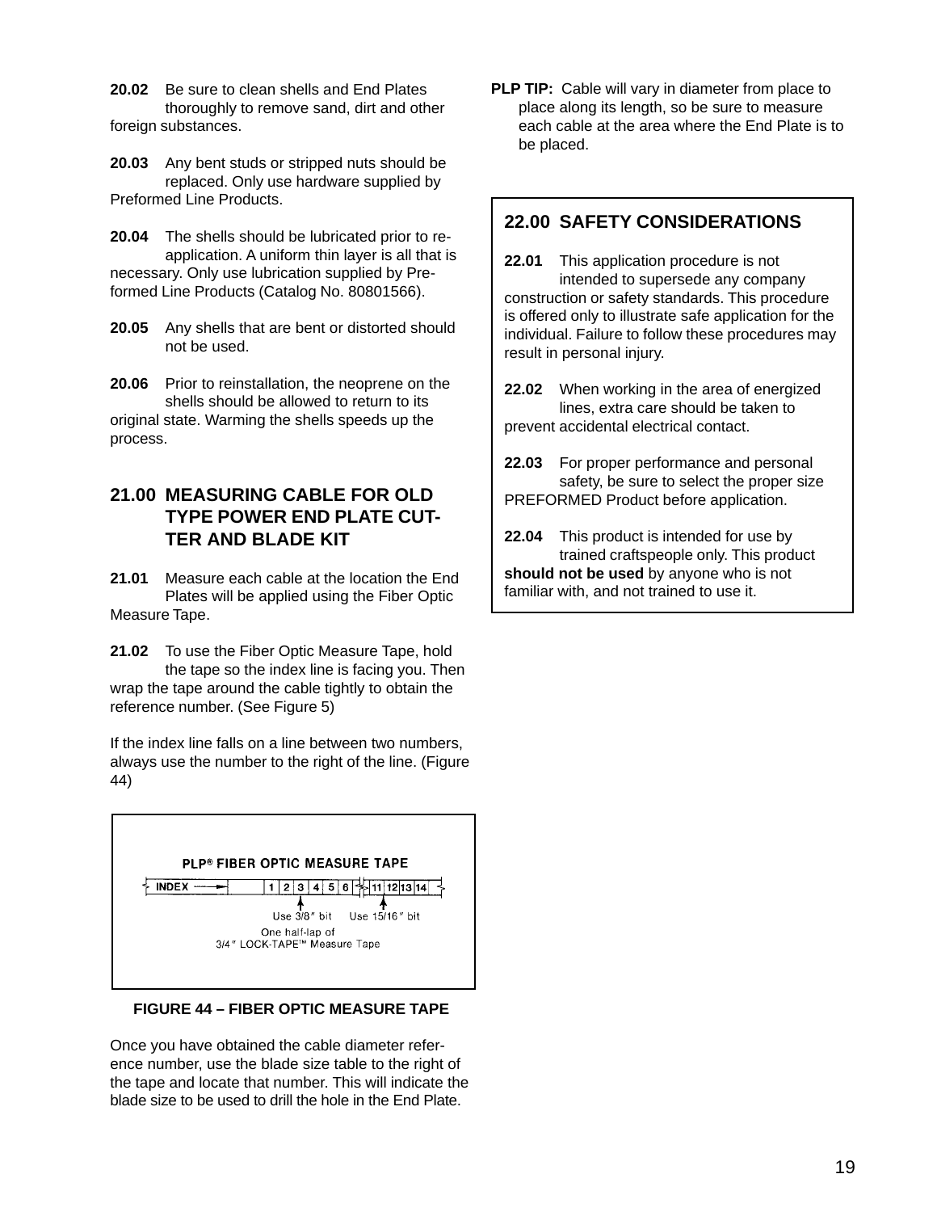**20.02** Be sure to clean shells and End Plates thoroughly to remove sand, dirt and other foreign substances.

**20.03** Any bent studs or stripped nuts should be replaced. Only use hardware supplied by Preformed Line Products.

**20.04** The shells should be lubricated prior to re-application. A uniform thin layer is all that is necessary. Only use lubrication supplied by Preformed Line Products (Catalog No. 80801566).

**20.05** Any shells that are bent or distorted should not be used.

**20.06** Prior to reinstallation, the neoprene on the shells should be allowed to return to its original state. Warming the shells speeds up the process.

## 21.00 MEASURING CABLE FOR OLD TYPE POWER END PLATE CUTTER AND BLADE KIT

**21.01** Measure each cable at the location the End Plates will be applied using the Fiber Optic Measure Tape.

**21.02** To use the Fiber Optic Measure Tape, hold the tape so the index line is facing you. Then wrap the tape around the cable tightly to obtain the reference number. (See Figure 5)

If the index line falls on a line between two numbers, always use the number to the right of the line. (Figure 44)

PLP® FIBER OPTIC MEASURE TAPE

INDEX | 1 | 2 | 3 | 4 | 5 | 6 | 11 | 12 | 13 | 14

Use 3/8″ bit Use 15/16″ bit

One half-lap of 3/4″ LOCK-TAPE™ Measure Tape

**FIGURE 44 – FIBER OPTIC MEASURE TAPE**

Once you have obtained the cable diameter reference number, use the blade size table to the right of the tape and locate that number. This will indicate the blade size to be used to drill the hole in the End Plate.

**PLP TIP:** Cable will vary in diameter from place to place along its length, so be sure to measure each cable at the area where the End Plate is to be placed.

## 22.00 SAFETY CONSIDERATIONS

**22.01** This application procedure is not intended to supersede any company construction or safety standards. This procedure is offered only to illustrate safe application for the individual. Failure to follow these procedures may result in personal injury.

**22.02** When working in the area of energized lines, extra care should be taken to prevent accidental electrical contact.

**22.03** For proper performance and personal safety, be sure to select the proper size PREFORMED Product before application.

**22.04** This product is intended for use by trained craftspeople only. This product **should not be used** by anyone who is not familiar with, and not trained to use it.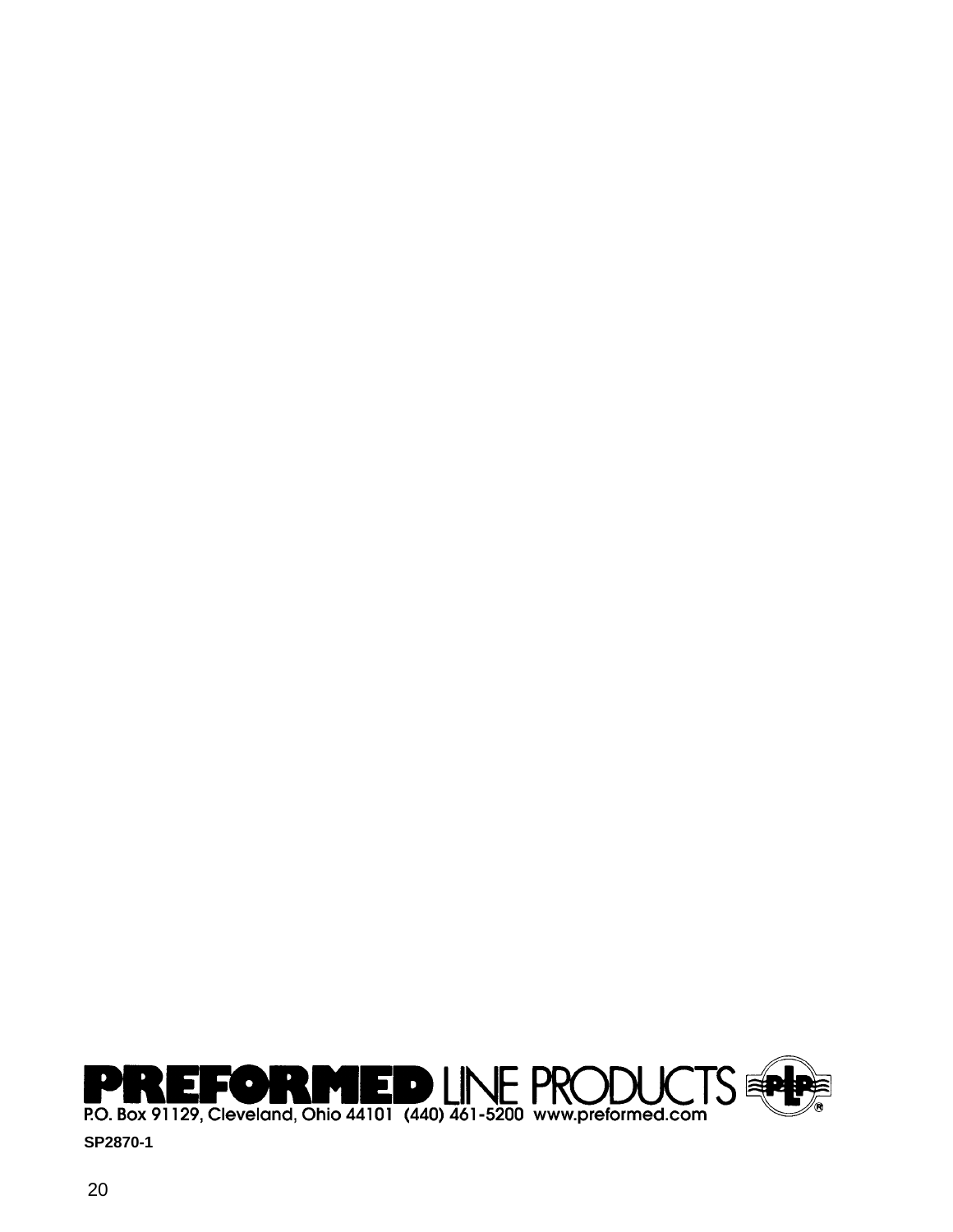PREFORMED LINE PRODUCTS

P.O. Box 91129, Cleveland, Ohio 44101 (440) 461-5200 www.preformed.com

**SP2870-1**